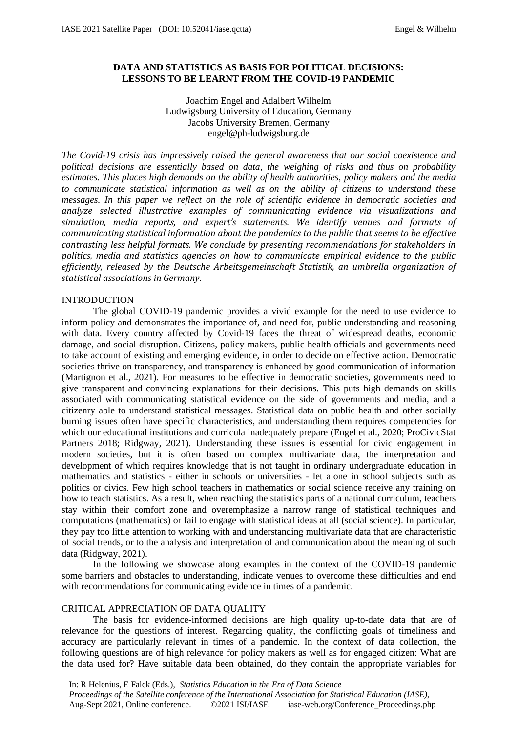# DATA AND STATISTICS AS BASIS FOR POLITICAL DECISIONS: LESSONS TO BE LEARNT FROM THE COVID-19 PANDEMIC

Joachim Engel and Adalbert Wilhelm
Ludwigsburg University of Education, Germany
Jacobs University Bremen, Germany
engel@ph-ludwigsburg.de

*The Covid-19 crisis has impressively raised the general awareness that our social coexistence and political decisions are essentially based on data, the weighing of risks and thus on probability estimates. This places high demands on the ability of health authorities, policy makers and the media to communicate statistical information as well as on the ability of citizens to understand these messages. In this paper we reflect on the role of scientific evidence in democratic societies and analyze selected illustrative examples of communicating evidence via visualizations and simulation, media reports, and expert's statements. We identify venues and formats of communicating statistical information about the pandemics to the public that seems to be effective contrasting less helpful formats. We conclude by presenting recommendations for stakeholders in politics, media and statistics agencies on how to communicate empirical evidence to the public efficiently, released by the Deutsche Arbeitsgemeinschaft Statistik, an umbrella organization of statistical associations in Germany.*

## INTRODUCTION

The global COVID-19 pandemic provides a vivid example for the need to use evidence to inform policy and demonstrates the importance of, and need for, public understanding and reasoning with data. Every country affected by Covid-19 faces the threat of widespread deaths, economic damage, and social disruption. Citizens, policy makers, public health officials and governments need to take account of existing and emerging evidence, in order to decide on effective action. Democratic societies thrive on transparency, and transparency is enhanced by good communication of information (Martignon et al., 2021). For measures to be effective in democratic societies, governments need to give transparent and convincing explanations for their decisions. This puts high demands on skills associated with communicating statistical evidence on the side of governments and media, and a citizenry able to understand statistical messages. Statistical data on public health and other socially burning issues often have specific characteristics, and understanding them requires competencies for which our educational institutions and curricula inadequately prepare (Engel et al., 2020; ProCivicStat Partners 2018; Ridgway, 2021). Understanding these issues is essential for civic engagement in modern societies, but it is often based on complex multivariate data, the interpretation and development of which requires knowledge that is not taught in ordinary undergraduate education in mathematics and statistics - either in schools or universities - let alone in school subjects such as politics or civics. Few high school teachers in mathematics or social science receive any training on how to teach statistics. As a result, when reaching the statistics parts of a national curriculum, teachers stay within their comfort zone and overemphasize a narrow range of statistical techniques and computations (mathematics) or fail to engage with statistical ideas at all (social science). In particular, they pay too little attention to working with and understanding multivariate data that are characteristic of social trends, or to the analysis and interpretation of and communication about the meaning of such data (Ridgway, 2021).

In the following we showcase along examples in the context of the COVID-19 pandemic some barriers and obstacles to understanding, indicate venues to overcome these difficulties and end with recommendations for communicating evidence in times of a pandemic.

## CRITICAL APPRECIATION OF DATA QUALITY

The basis for evidence-informed decisions are high quality up-to-date data that are of relevance for the questions of interest. Regarding quality, the conflicting goals of timeliness and accuracy are particularly relevant in times of a pandemic. In the context of data collection, the following questions are of high relevance for policy makers as well as for engaged citizen: What are the data used for? Have suitable data been obtained, do they contain the appropriate variables for

In: R Helenius, E Falck (Eds.), *Statistics Education in the Era of Data Science*
*Proceedings of the Satellite conference of the International Association for Statistical Education (IASE)*, Aug-Sept 2021, Online conference. ©2021 ISI/IASE iase-web.org/Conference_Proceedings.php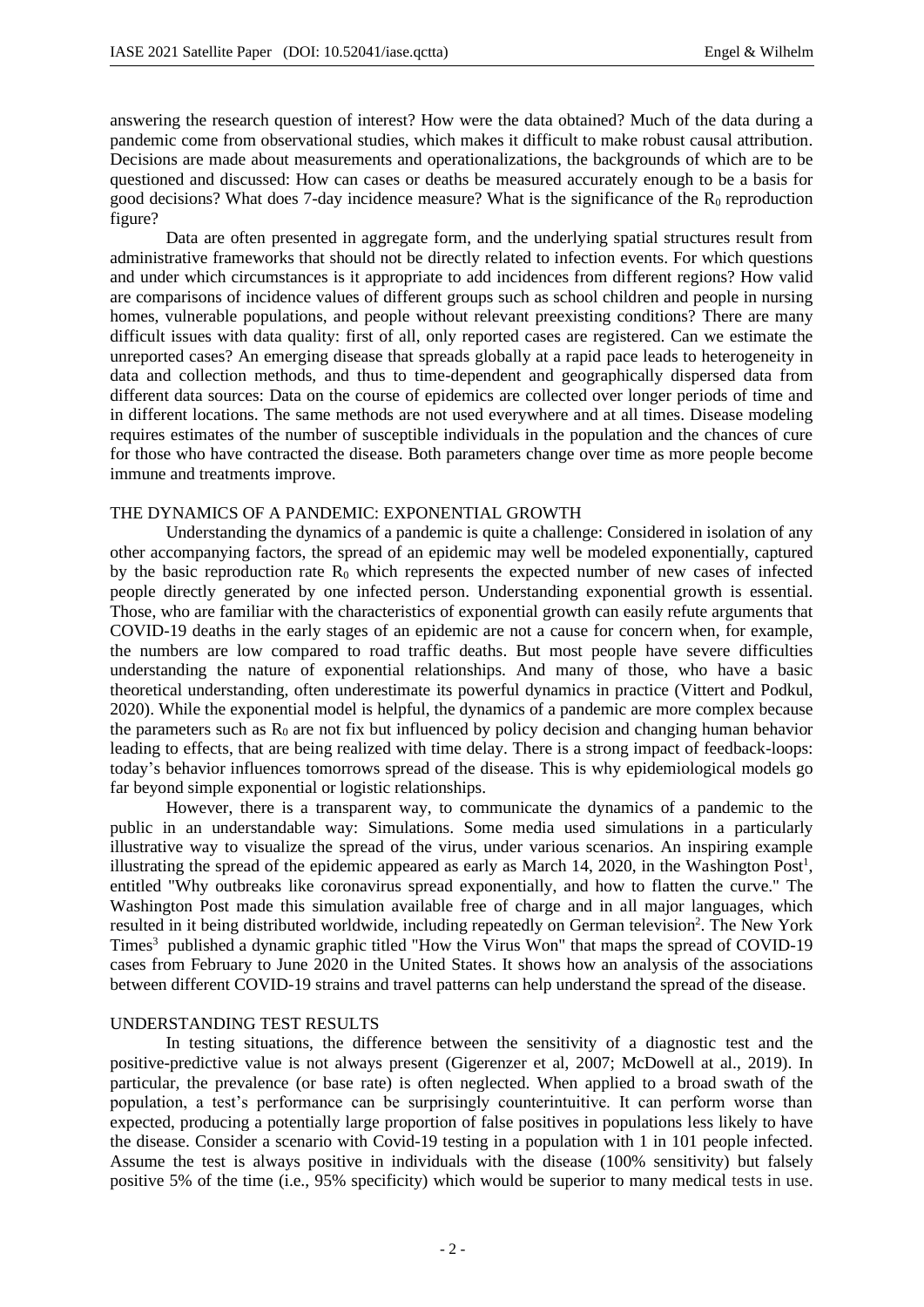answering the research question of interest? How were the data obtained? Much of the data during a pandemic come from observational studies, which makes it difficult to make robust causal attribution. Decisions are made about measurements and operationalizations, the backgrounds of which are to be questioned and discussed: How can cases or deaths be measured accurately enough to be a basis for good decisions? What does 7-day incidence measure? What is the significance of the $R_0$ reproduction figure?

Data are often presented in aggregate form, and the underlying spatial structures result from administrative frameworks that should not be directly related to infection events. For which questions and under which circumstances is it appropriate to add incidences from different regions? How valid are comparisons of incidence values of different groups such as school children and people in nursing homes, vulnerable populations, and people without relevant preexisting conditions? There are many difficult issues with data quality: first of all, only reported cases are registered. Can we estimate the unreported cases? An emerging disease that spreads globally at a rapid pace leads to heterogeneity in data and collection methods, and thus to time-dependent and geographically dispersed data from different data sources: Data on the course of epidemics are collected over longer periods of time and in different locations. The same methods are not used everywhere and at all times. Disease modeling requires estimates of the number of susceptible individuals in the population and the chances of cure for those who have contracted the disease. Both parameters change over time as more people become immune and treatments improve.

## THE DYNAMICS OF A PANDEMIC: EXPONENTIAL GROWTH

Understanding the dynamics of a pandemic is quite a challenge: Considered in isolation of any other accompanying factors, the spread of an epidemic may well be modeled exponentially, captured by the basic reproduction rate $R_0$ which represents the expected number of new cases of infected people directly generated by one infected person. Understanding exponential growth is essential. Those, who are familiar with the characteristics of exponential growth can easily refute arguments that COVID-19 deaths in the early stages of an epidemic are not a cause for concern when, for example, the numbers are low compared to road traffic deaths. But most people have severe difficulties understanding the nature of exponential relationships. And many of those, who have a basic theoretical understanding, often underestimate its powerful dynamics in practice (Vittert and Podkul, 2020). While the exponential model is helpful, the dynamics of a pandemic are more complex because the parameters such as $R_0$ are not fix but influenced by policy decision and changing human behavior leading to effects, that are being realized with time delay. There is a strong impact of feedback-loops: today's behavior influences tomorrows spread of the disease. This is why epidemiological models go far beyond simple exponential or logistic relationships.

However, there is a transparent way, to communicate the dynamics of a pandemic to the public in an understandable way: Simulations. Some media used simulations in a particularly illustrative way to visualize the spread of the virus, under various scenarios. An inspiring example illustrating the spread of the epidemic appeared as early as March 14, 2020, in the Washington Post[1], entitled "Why outbreaks like coronavirus spread exponentially, and how to flatten the curve." The Washington Post made this simulation available free of charge and in all major languages, which resulted in it being distributed worldwide, including repeatedly on German television[2]. The New York Times[3] published a dynamic graphic titled "How the Virus Won" that maps the spread of COVID-19 cases from February to June 2020 in the United States. It shows how an analysis of the associations between different COVID-19 strains and travel patterns can help understand the spread of the disease.

## UNDERSTANDING TEST RESULTS

In testing situations, the difference between the sensitivity of a diagnostic test and the positive-predictive value is not always present (Gigerenzer et al, 2007; McDowell at al., 2019). In particular, the prevalence (or base rate) is often neglected. When applied to a broad swath of the population, a test's performance can be surprisingly counterintuitive. It can perform worse than expected, producing a potentially large proportion of false positives in populations less likely to have the disease. Consider a scenario with Covid-19 testing in a population with 1 in 101 people infected. Assume the test is always positive in individuals with the disease (100% sensitivity) but falsely positive 5% of the time (i.e., 95% specificity) which would be superior to many medical tests in use.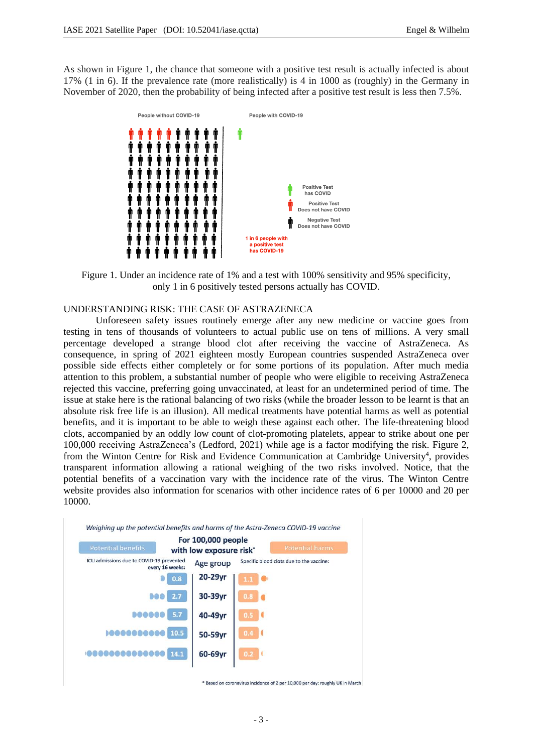As shown in Figure 1, the chance that someone with a positive test result is actually infected is about 17% (1 in 6). If the prevalence rate (more realistically) is 4 in 1000 as (roughly) in the Germany in November of 2020, then the probability of being infected after a positive test result is less then 7.5%.

Figure 1. Under an incidence rate of 1% and a test with 100% sensitivity and 95% specificity, only 1 in 6 positively tested persons actually has COVID.

## UNDERSTANDING RISK: THE CASE OF ASTRAZENECA

Unforeseen safety issues routinely emerge after any new medicine or vaccine goes from testing in tens of thousands of volunteers to actual public use on tens of millions. A very small percentage developed a strange blood clot after receiving the vaccine of AstraZeneca. As consequence, in spring of 2021 eighteen mostly European countries suspended AstraZeneca over possible side effects either completely or for some portions of its population. After much media attention to this problem, a substantial number of people who were eligible to receiving AstraZeneca rejected this vaccine, preferring going unvaccinated, at least for an undetermined period of time. The issue at stake here is the rational balancing of two risks (while the broader lesson to be learnt is that an absolute risk free life is an illusion). All medical treatments have potential harms as well as potential benefits, and it is important to be able to weigh these against each other. The life-threatening blood clots, accompanied by an oddly low count of clot-promoting platelets, appear to strike about one per 100,000 receiving AstraZeneca's (Ledford, 2021) while age is a factor modifying the risk. Figure 2, from the Winton Centre for Risk and Evidence Communication at Cambridge University[4], provides transparent information allowing a rational weighing of the two risks involved. Notice, that the potential benefits of a vaccination vary with the incidence rate of the virus. The Winton Centre website provides also information for scenarios with other incidence rates of 6 per 10000 and 20 per 10000.

*Weighing up the potential benefits and harms of the Astra-Zeneca COVID-19 vaccine*

For 100,000 people with low exposure risk*

| Potential benefits: ICU admissions due to COVID-19 prevented every 16 weeks: | Age group | Potential harms: Specific blood clots due to the vaccine: |
|---|---|---|
| 0.8 | 20-29yr | 1.1 |
| 2.7 | 30-39yr | 0.8 |
| 5.7 | 40-49yr | 0.5 |
| 10.5 | 50-59yr | 0.4 |
| 14.1 | 60-69yr | 0.2 |

\* Based on coronavirus incidence of 2 per 10,000 per day: roughly UK in March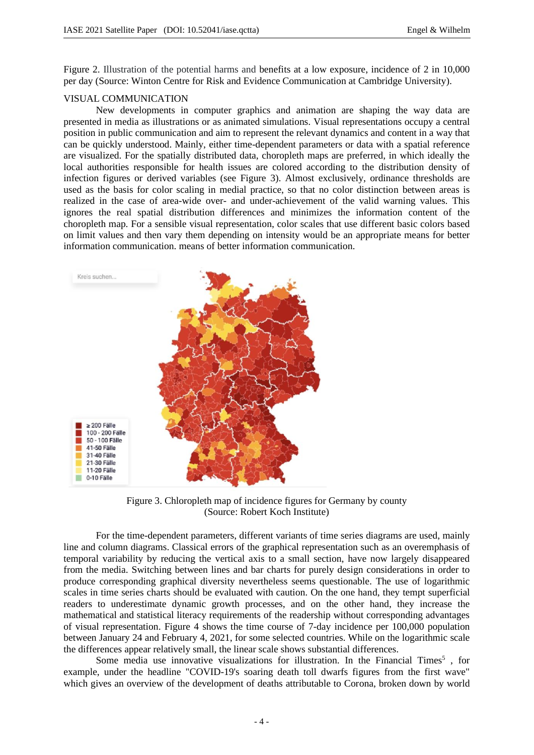Figure 2. Illustration of the potential harms and benefits at a low exposure, incidence of 2 in 10,000 per day (Source: Winton Centre for Risk and Evidence Communication at Cambridge University).

## VISUAL COMMUNICATION

New developments in computer graphics and animation are shaping the way data are presented in media as illustrations or as animated simulations. Visual representations occupy a central position in public communication and aim to represent the relevant dynamics and content in a way that can be quickly understood. Mainly, either time-dependent parameters or data with a spatial reference are visualized. For the spatially distributed data, choropleth maps are preferred, in which ideally the local authorities responsible for health issues are colored according to the distribution density of infection figures or derived variables (see Figure 3). Almost exclusively, ordinance thresholds are used as the basis for color scaling in medial practice, so that no color distinction between areas is realized in the case of area-wide over- and under-achievement of the valid warning values. This ignores the real spatial distribution differences and minimizes the information content of the choropleth map. For a sensible visual representation, color scales that use different basic colors based on limit values and then vary them depending on intensity would be an appropriate means for better information communication. means of better information communication.

Figure 3. Chloropleth map of incidence figures for Germany by county (Source: Robert Koch Institute)

For the time-dependent parameters, different variants of time series diagrams are used, mainly line and column diagrams. Classical errors of the graphical representation such as an overemphasis of temporal variability by reducing the vertical axis to a small section, have now largely disappeared from the media. Switching between lines and bar charts for purely design considerations in order to produce corresponding graphical diversity nevertheless seems questionable. The use of logarithmic scales in time series charts should be evaluated with caution. On the one hand, they tempt superficial readers to underestimate dynamic growth processes, and on the other hand, they increase the mathematical and statistical literacy requirements of the readership without corresponding advantages of visual representation. Figure 4 shows the time course of 7-day incidence per 100,000 population between January 24 and February 4, 2021, for some selected countries. While on the logarithmic scale the differences appear relatively small, the linear scale shows substantial differences.

Some media use innovative visualizations for illustration. In the Financial Times[5] , for example, under the headline "COVID-19's soaring death toll dwarfs figures from the first wave" which gives an overview of the development of deaths attributable to Corona, broken down by world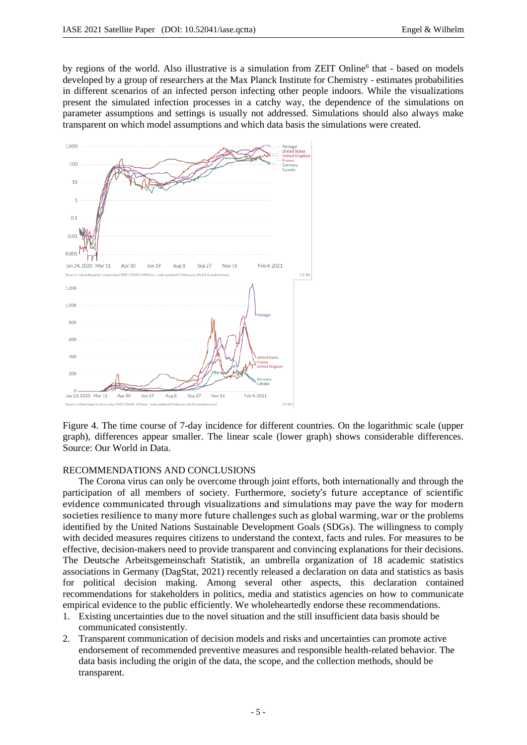by regions of the world. Also illustrative is a simulation from ZEIT Online[6] that - based on models developed by a group of researchers at the Max Planck Institute for Chemistry - estimates probabilities in different scenarios of an infected person infecting other people indoors. While the visualizations present the simulated infection processes in a catchy way, the dependence of the simulations on parameter assumptions and settings is usually not addressed. Simulations should also always make transparent on which model assumptions and which data basis the simulations were created.

Figure 4. The time course of 7-day incidence for different countries. On the logarithmic scale (upper graph), differences appear smaller. The linear scale (lower graph) shows considerable differences. Source: Our World in Data.

## RECOMMENDATIONS AND CONCLUSIONS

The Corona virus can only be overcome through joint efforts, both internationally and through the participation of all members of society. Furthermore, society's future acceptance of scientific evidence communicated through visualizations and simulations may pave the way for modern societies resilience to many more future challenges such as global warming, war or the problems identified by the United Nations Sustainable Development Goals (SDGs). The willingness to comply with decided measures requires citizens to understand the context, facts and rules. For measures to be effective, decision-makers need to provide transparent and convincing explanations for their decisions. The Deutsche Arbeitsgemeinschaft Statistik, an umbrella organization of 18 academic statistics associations in Germany (DagStat, 2021) recently released a declaration on data and statistics as basis for political decision making. Among several other aspects, this declaration contained recommendations for stakeholders in politics, media and statistics agencies on how to communicate empirical evidence to the public efficiently. We wholeheartedly endorse these recommendations.

1. Existing uncertainties due to the novel situation and the still insufficient data basis should be communicated consistently.
2. Transparent communication of decision models and risks and uncertainties can promote active endorsement of recommended preventive measures and responsible health-related behavior. The data basis including the origin of the data, the scope, and the collection methods, should be transparent.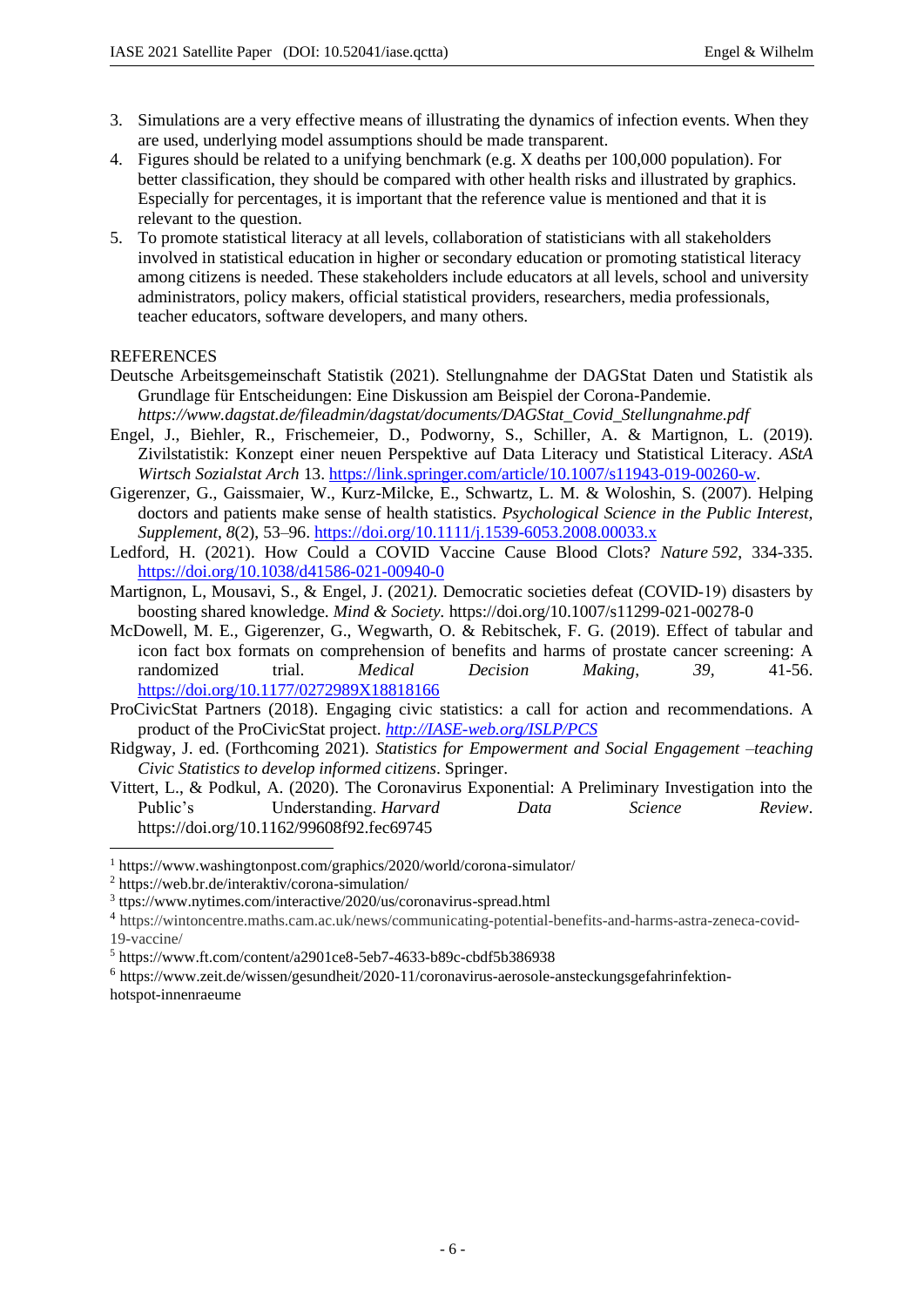3. Simulations are a very effective means of illustrating the dynamics of infection events. When they are used, underlying model assumptions should be made transparent.
4. Figures should be related to a unifying benchmark (e.g. X deaths per 100,000 population). For better classification, they should be compared with other health risks and illustrated by graphics. Especially for percentages, it is important that the reference value is mentioned and that it is relevant to the question.
5. To promote statistical literacy at all levels, collaboration of statisticians with all stakeholders involved in statistical education in higher or secondary education or promoting statistical literacy among citizens is needed. These stakeholders include educators at all levels, school and university administrators, policy makers, official statistical providers, researchers, media professionals, teacher educators, software developers, and many others.

REFERENCES

Deutsche Arbeitsgemeinschaft Statistik (2021). Stellungnahme der DAGStat Daten und Statistik als Grundlage für Entscheidungen: Eine Diskussion am Beispiel der Corona-Pandemie. *https://www.dagstat.de/fileadmin/dagstat/documents/DAGStat_Covid_Stellungnahme.pdf*

Engel, J., Biehler, R., Frischemeier, D., Podworny, S., Schiller, A. & Martignon, L. (2019). Zivilstatistik: Konzept einer neuen Perspektive auf Data Literacy und Statistical Literacy. *AStA Wirtsch Sozialstat Arch* 13. https://link.springer.com/article/10.1007/s11943-019-00260-w.

Gigerenzer, G., Gaissmaier, W., Kurz-Milcke, E., Schwartz, L. M. & Woloshin, S. (2007). Helping doctors and patients make sense of health statistics. *Psychological Science in the Public Interest, Supplement, 8*(2), 53–96. https://doi.org/10.1111/j.1539-6053.2008.00033.x

Ledford, H. (2021). How Could a COVID Vaccine Cause Blood Clots? *Nature 592*, 334-335. https://doi.org/10.1038/d41586-021-00940-0

Martignon, L, Mousavi, S., & Engel, J. (2021). Democratic societies defeat (COVID-19) disasters by boosting shared knowledge. *Mind & Society.* https://doi.org/10.1007/s11299-021-00278-0

McDowell, M. E., Gigerenzer, G., Wegwarth, O. & Rebitschek, F. G. (2019). Effect of tabular and icon fact box formats on comprehension of benefits and harms of prostate cancer screening: A randomized trial. *Medical Decision Making*, *39*, 41-56. https://doi.org/10.1177/0272989X18818166

ProCivicStat Partners (2018). Engaging civic statistics: a call for action and recommendations. A product of the ProCivicStat project. *http://IASE-web.org/ISLP/PCS*

Ridgway, J. ed. (Forthcoming 2021). *Statistics for Empowerment and Social Engagement –teaching Civic Statistics to develop informed citizens*. Springer.

Vittert, L., & Podkul, A. (2020). The Coronavirus Exponential: A Preliminary Investigation into the Public's Understanding. *Harvard Data Science Review*. https://doi.org/10.1162/99608f92.fec69745

---

[1] https://www.washingtonpost.com/graphics/2020/world/corona-simulator/

[2] https://web.br.de/interaktiv/corona-simulation/

[3] ttps://www.nytimes.com/interactive/2020/us/coronavirus-spread.html

[4] https://wintoncentre.maths.cam.ac.uk/news/communicating-potential-benefits-and-harms-astra-zeneca-covid-19-vaccine/

[5] https://www.ft.com/content/a2901ce8-5eb7-4633-b89c-cbdf5b386938

[6] https://www.zeit.de/wissen/gesundheit/2020-11/coronavirus-aerosole-ansteckungsgefahrinfektion-hotspot-innenraeume